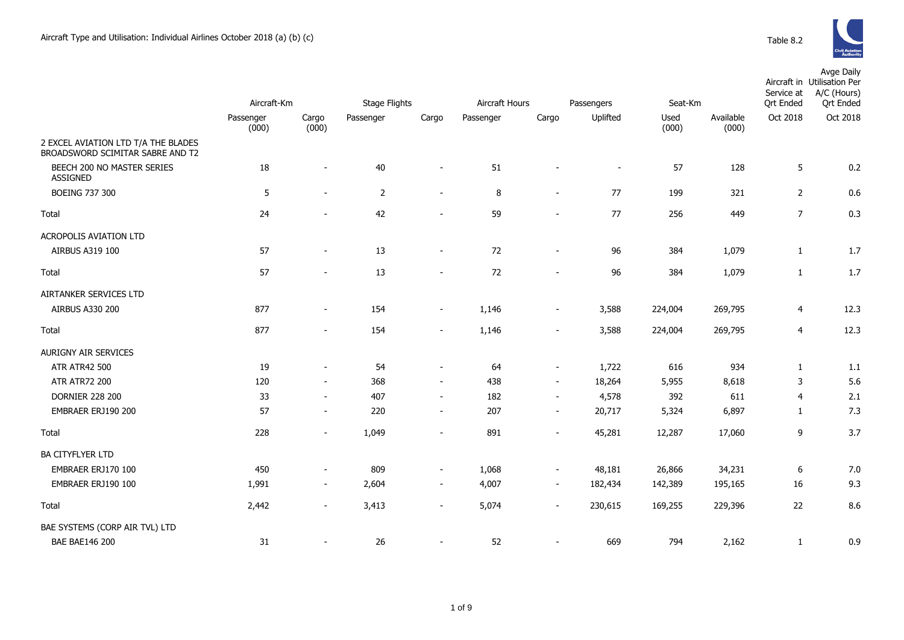# Aircraft Type and Utilisation: Individual Airlines October 2018 (a) (b) (c)

Table 8.2

| | Aircraft-Km | | Stage Flights | | Aircraft Hours | | Passengers | Seat-Km | | Aircraft in Service at Qrt Ended | Avge Daily Utilisation Per A/C (Hours) Qrt Ended |
|---|---|---|---|---|---|---|---|---|---|---|---|
| | Passenger (000) | Cargo (000) | Passenger | Cargo | Passenger | Cargo | Uplifted | Used (000) | Available (000) | Oct 2018 | Oct 2018 |
| 2 EXCEL AVIATION LTD T/A THE BLADES BROADSWORD SCIMITAR SABRE AND T2 | | | | | | | | | | | |
| BEECH 200 NO MASTER SERIES ASSIGNED | 18 | - | 40 | - | 51 | - | - | 57 | 128 | 5 | 0.2 |
| BOEING 737 300 | 5 | - | 2 | - | 8 | - | 77 | 199 | 321 | 2 | 0.6 |
| Total | 24 | - | 42 | - | 59 | - | 77 | 256 | 449 | 7 | 0.3 |
| ACROPOLIS AVIATION LTD | | | | | | | | | | | |
| AIRBUS A319 100 | 57 | - | 13 | - | 72 | - | 96 | 384 | 1,079 | 1 | 1.7 |
| Total | 57 | - | 13 | - | 72 | - | 96 | 384 | 1,079 | 1 | 1.7 |
| AIRTANKER SERVICES LTD | | | | | | | | | | | |
| AIRBUS A330 200 | 877 | - | 154 | - | 1,146 | - | 3,588 | 224,004 | 269,795 | 4 | 12.3 |
| Total | 877 | - | 154 | - | 1,146 | - | 3,588 | 224,004 | 269,795 | 4 | 12.3 |
| AURIGNY AIR SERVICES | | | | | | | | | | | |
| ATR ATR42 500 | 19 | - | 54 | - | 64 | - | 1,722 | 616 | 934 | 1 | 1.1 |
| ATR ATR72 200 | 120 | - | 368 | - | 438 | - | 18,264 | 5,955 | 8,618 | 3 | 5.6 |
| DORNIER 228 200 | 33 | - | 407 | - | 182 | - | 4,578 | 392 | 611 | 4 | 2.1 |
| EMBRAER ERJ190 200 | 57 | - | 220 | - | 207 | - | 20,717 | 5,324 | 6,897 | 1 | 7.3 |
| Total | 228 | - | 1,049 | - | 891 | - | 45,281 | 12,287 | 17,060 | 9 | 3.7 |
| BA CITYFLYER LTD | | | | | | | | | | | |
| EMBRAER ERJ170 100 | 450 | - | 809 | - | 1,068 | - | 48,181 | 26,866 | 34,231 | 6 | 7.0 |
| EMBRAER ERJ190 100 | 1,991 | - | 2,604 | - | 4,007 | - | 182,434 | 142,389 | 195,165 | 16 | 9.3 |
| Total | 2,442 | - | 3,413 | - | 5,074 | - | 230,615 | 169,255 | 229,396 | 22 | 8.6 |
| BAE SYSTEMS (CORP AIR TVL) LTD | | | | | | | | | | | |
| BAE BAE146 200 | 31 | - | 26 | - | 52 | - | 669 | 794 | 2,162 | 1 | 0.9 |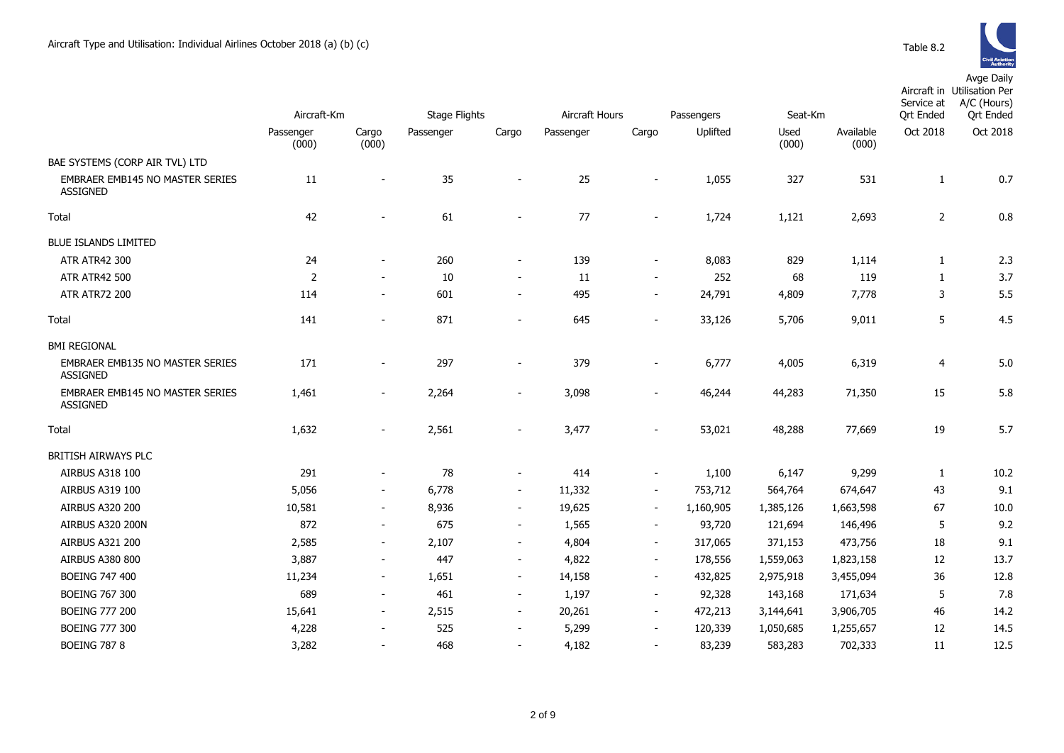Aircraft Type and Utilisation: Individual Airlines October 2018 (a) (b) (c)

Table 8.2

| | Aircraft-Km | | Stage Flights | | Aircraft Hours | | Passengers | Seat-Km | | Aircraft in Service at Qrt Ended | Avge Daily Utilisation Per A/C (Hours) Qrt Ended |
|---|---|---|---|---|---|---|---|---|---|---|---|
| | Passenger (000) | Cargo (000) | Passenger | Cargo | Passenger | Cargo | Uplifted | Used (000) | Available (000) | Oct 2018 | Oct 2018 |
| BAE SYSTEMS (CORP AIR TVL) LTD | | | | | | | | | | | |
| EMBRAER EMB145 NO MASTER SERIES ASSIGNED | 11 | - | 35 | - | 25 | - | 1,055 | 327 | 531 | 1 | 0.7 |
| Total | 42 | - | 61 | - | 77 | - | 1,724 | 1,121 | 2,693 | 2 | 0.8 |
| BLUE ISLANDS LIMITED | | | | | | | | | | | |
| ATR ATR42 300 | 24 | - | 260 | - | 139 | - | 8,083 | 829 | 1,114 | 1 | 2.3 |
| ATR ATR42 500 | 2 | - | 10 | - | 11 | - | 252 | 68 | 119 | 1 | 3.7 |
| ATR ATR72 200 | 114 | - | 601 | - | 495 | - | 24,791 | 4,809 | 7,778 | 3 | 5.5 |
| Total | 141 | - | 871 | - | 645 | - | 33,126 | 5,706 | 9,011 | 5 | 4.5 |
| BMI REGIONAL | | | | | | | | | | | |
| EMBRAER EMB135 NO MASTER SERIES ASSIGNED | 171 | - | 297 | - | 379 | - | 6,777 | 4,005 | 6,319 | 4 | 5.0 |
| EMBRAER EMB145 NO MASTER SERIES ASSIGNED | 1,461 | - | 2,264 | - | 3,098 | - | 46,244 | 44,283 | 71,350 | 15 | 5.8 |
| Total | 1,632 | - | 2,561 | - | 3,477 | - | 53,021 | 48,288 | 77,669 | 19 | 5.7 |
| BRITISH AIRWAYS PLC | | | | | | | | | | | |
| AIRBUS A318 100 | 291 | - | 78 | - | 414 | - | 1,100 | 6,147 | 9,299 | 1 | 10.2 |
| AIRBUS A319 100 | 5,056 | - | 6,778 | - | 11,332 | - | 753,712 | 564,764 | 674,647 | 43 | 9.1 |
| AIRBUS A320 200 | 10,581 | - | 8,936 | - | 19,625 | - | 1,160,905 | 1,385,126 | 1,663,598 | 67 | 10.0 |
| AIRBUS A320 200N | 872 | - | 675 | - | 1,565 | - | 93,720 | 121,694 | 146,496 | 5 | 9.2 |
| AIRBUS A321 200 | 2,585 | - | 2,107 | - | 4,804 | - | 317,065 | 371,153 | 473,756 | 18 | 9.1 |
| AIRBUS A380 800 | 3,887 | - | 447 | - | 4,822 | - | 178,556 | 1,559,063 | 1,823,158 | 12 | 13.7 |
| BOEING 747 400 | 11,234 | - | 1,651 | - | 14,158 | - | 432,825 | 2,975,918 | 3,455,094 | 36 | 12.8 |
| BOEING 767 300 | 689 | - | 461 | - | 1,197 | - | 92,328 | 143,168 | 171,634 | 5 | 7.8 |
| BOEING 777 200 | 15,641 | - | 2,515 | - | 20,261 | - | 472,213 | 3,144,641 | 3,906,705 | 46 | 14.2 |
| BOEING 777 300 | 4,228 | - | 525 | - | 5,299 | - | 120,339 | 1,050,685 | 1,255,657 | 12 | 14.5 |
| BOEING 787 8 | 3,282 | - | 468 | - | 4,182 | - | 83,239 | 583,283 | 702,333 | 11 | 12.5 |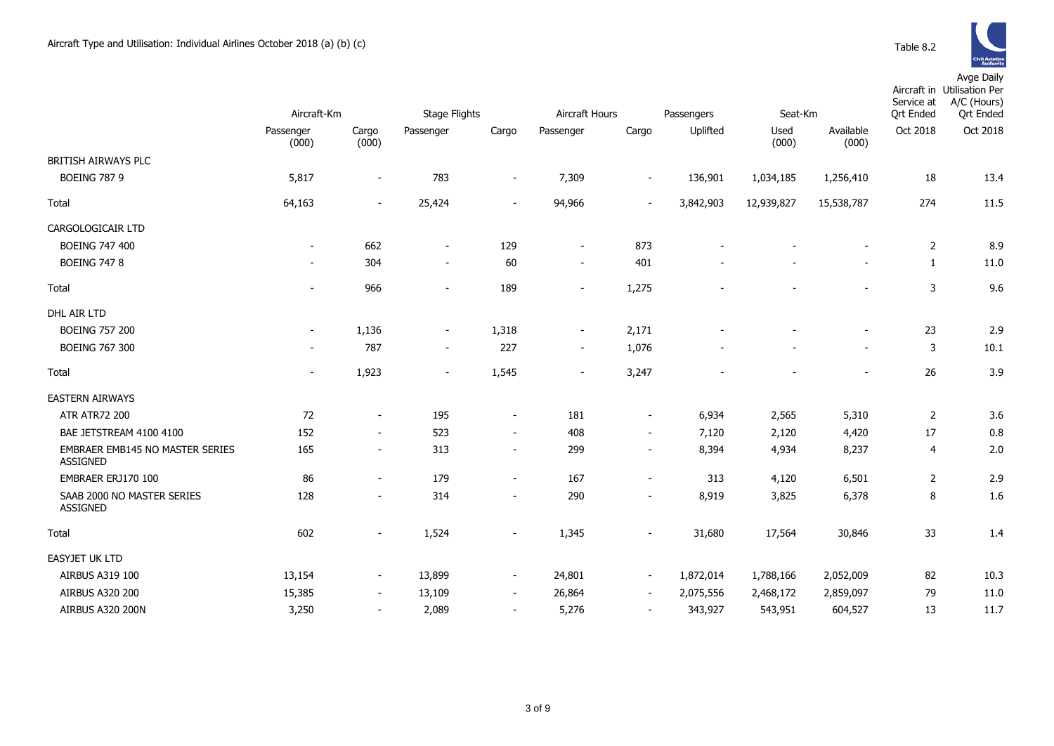Aircraft Type and Utilisation: Individual Airlines October 2018 (a) (b) (c)

Table 8.2

| | Aircraft-Km | | Stage Flights | | Aircraft Hours | | Passengers | Seat-Km | | Aircraft in Service at Qrt Ended | Avge Daily Utilisation Per A/C (Hours) Qrt Ended |
|---|---|---|---|---|---|---|---|---|---|---|---|
| | Passenger (000) | Cargo (000) | Passenger | Cargo | Passenger | Cargo | Uplifted | Used (000) | Available (000) | Oct 2018 | Oct 2018 |
| BRITISH AIRWAYS PLC | | | | | | | | | | | |
| BOEING 787 9 | 5,817 | - | 783 | - | 7,309 | - | 136,901 | 1,034,185 | 1,256,410 | 18 | 13.4 |
| Total | 64,163 | - | 25,424 | - | 94,966 | - | 3,842,903 | 12,939,827 | 15,538,787 | 274 | 11.5 |
| CARGOLOGICAIR LTD | | | | | | | | | | | |
| BOEING 747 400 | - | 662 | - | 129 | - | 873 | - | - | - | 2 | 8.9 |
| BOEING 747 8 | - | 304 | - | 60 | - | 401 | - | - | - | 1 | 11.0 |
| Total | - | 966 | - | 189 | - | 1,275 | - | - | - | 3 | 9.6 |
| DHL AIR LTD | | | | | | | | | | | |
| BOEING 757 200 | - | 1,136 | - | 1,318 | - | 2,171 | - | - | - | 23 | 2.9 |
| BOEING 767 300 | - | 787 | - | 227 | - | 1,076 | - | - | - | 3 | 10.1 |
| Total | - | 1,923 | - | 1,545 | - | 3,247 | - | - | - | 26 | 3.9 |
| EASTERN AIRWAYS | | | | | | | | | | | |
| ATR ATR72 200 | 72 | - | 195 | - | 181 | - | 6,934 | 2,565 | 5,310 | 2 | 3.6 |
| BAE JETSTREAM 4100 4100 | 152 | - | 523 | - | 408 | - | 7,120 | 2,120 | 4,420 | 17 | 0.8 |
| EMBRAER EMB145 NO MASTER SERIES ASSIGNED | 165 | - | 313 | - | 299 | - | 8,394 | 4,934 | 8,237 | 4 | 2.0 |
| EMBRAER ERJ170 100 | 86 | - | 179 | - | 167 | - | 313 | 4,120 | 6,501 | 2 | 2.9 |
| SAAB 2000 NO MASTER SERIES ASSIGNED | 128 | - | 314 | - | 290 | - | 8,919 | 3,825 | 6,378 | 8 | 1.6 |
| Total | 602 | - | 1,524 | - | 1,345 | - | 31,680 | 17,564 | 30,846 | 33 | 1.4 |
| EASYJET UK LTD | | | | | | | | | | | |
| AIRBUS A319 100 | 13,154 | - | 13,899 | - | 24,801 | - | 1,872,014 | 1,788,166 | 2,052,009 | 82 | 10.3 |
| AIRBUS A320 200 | 15,385 | - | 13,109 | - | 26,864 | - | 2,075,556 | 2,468,172 | 2,859,097 | 79 | 11.0 |
| AIRBUS A320 200N | 3,250 | - | 2,089 | - | 5,276 | - | 343,927 | 543,951 | 604,527 | 13 | 11.7 |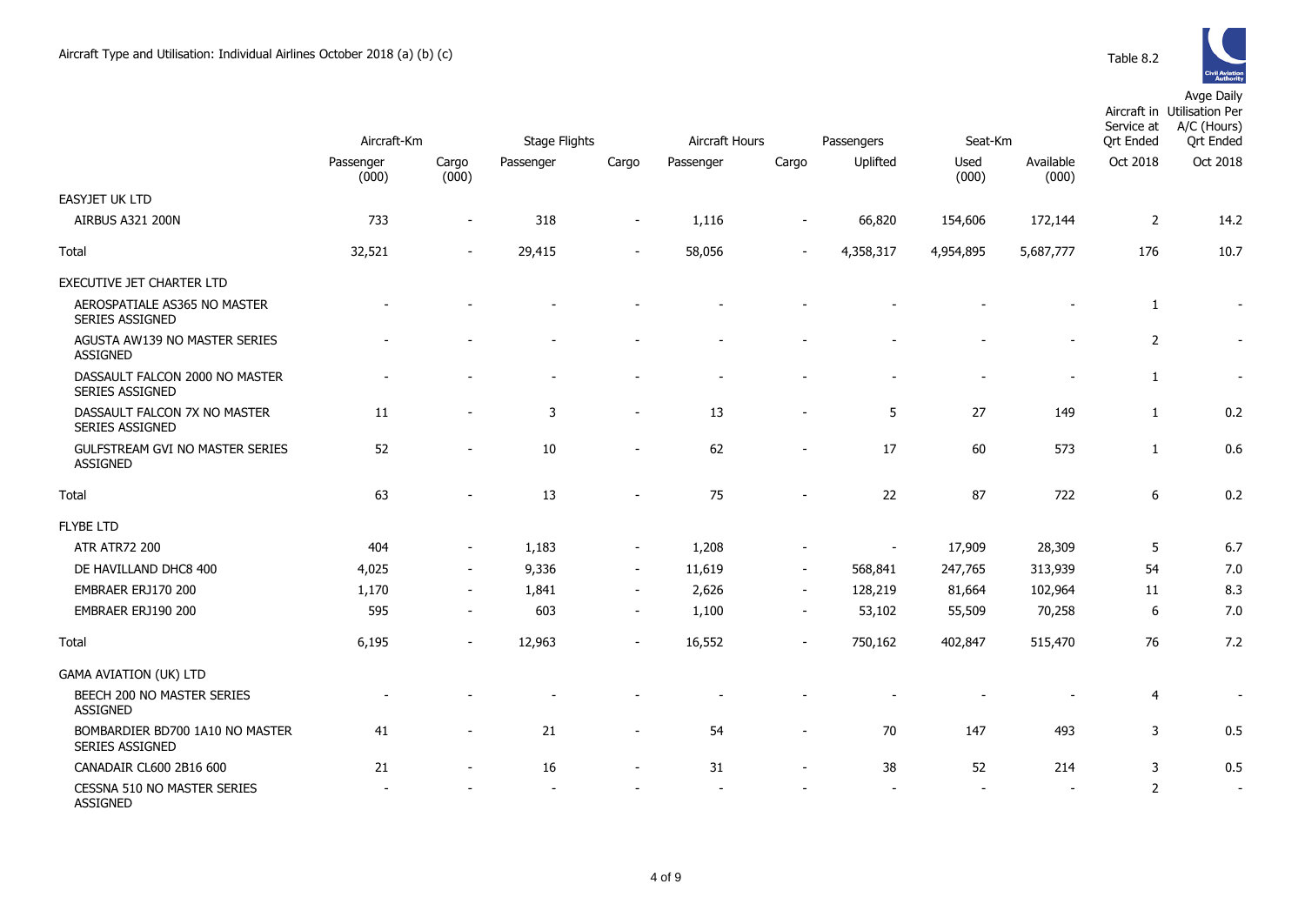# Aircraft Type and Utilisation: Individual Airlines October 2018 (a) (b) (c)

Table 8.2

| | Aircraft-Km | | Stage Flights | | Aircraft Hours | | Passengers | Seat-Km | | Aircraft in Service at Qrt Ended | Avge Daily Utilisation Per A/C (Hours) Qrt Ended |
|---|---|---|---|---|---|---|---|---|---|---|---|
| | Passenger (000) | Cargo (000) | Passenger | Cargo | Passenger | Cargo | Uplifted | Used (000) | Available (000) | Oct 2018 | Oct 2018 |
| EASYJET UK LTD | | | | | | | | | | | |
| AIRBUS A321 200N | 733 | - | 318 | - | 1,116 | - | 66,820 | 154,606 | 172,144 | 2 | 14.2 |
| Total | 32,521 | - | 29,415 | - | 58,056 | - | 4,358,317 | 4,954,895 | 5,687,777 | 176 | 10.7 |
| EXECUTIVE JET CHARTER LTD | | | | | | | | | | | |
| AEROSPATIALE AS365 NO MASTER SERIES ASSIGNED | - | - | - | - | - | - | - | - | - | 1 | - |
| AGUSTA AW139 NO MASTER SERIES ASSIGNED | - | - | - | - | - | - | - | - | - | 2 | - |
| DASSAULT FALCON 2000 NO MASTER SERIES ASSIGNED | - | - | - | - | - | - | - | - | - | 1 | - |
| DASSAULT FALCON 7X NO MASTER SERIES ASSIGNED | 11 | - | 3 | - | 13 | - | 5 | 27 | 149 | 1 | 0.2 |
| GULFSTREAM GVI NO MASTER SERIES ASSIGNED | 52 | - | 10 | - | 62 | - | 17 | 60 | 573 | 1 | 0.6 |
| Total | 63 | - | 13 | - | 75 | - | 22 | 87 | 722 | 6 | 0.2 |
| FLYBE LTD | | | | | | | | | | | |
| ATR ATR72 200 | 404 | - | 1,183 | - | 1,208 | - | - | 17,909 | 28,309 | 5 | 6.7 |
| DE HAVILLAND DHC8 400 | 4,025 | - | 9,336 | - | 11,619 | - | 568,841 | 247,765 | 313,939 | 54 | 7.0 |
| EMBRAER ERJ170 200 | 1,170 | - | 1,841 | - | 2,626 | - | 128,219 | 81,664 | 102,964 | 11 | 8.3 |
| EMBRAER ERJ190 200 | 595 | - | 603 | - | 1,100 | - | 53,102 | 55,509 | 70,258 | 6 | 7.0 |
| Total | 6,195 | - | 12,963 | - | 16,552 | - | 750,162 | 402,847 | 515,470 | 76 | 7.2 |
| GAMA AVIATION (UK) LTD | | | | | | | | | | | |
| BEECH 200 NO MASTER SERIES ASSIGNED | - | - | - | - | - | - | - | - | - | 4 | - |
| BOMBARDIER BD700 1A10 NO MASTER SERIES ASSIGNED | 41 | - | 21 | - | 54 | - | 70 | 147 | 493 | 3 | 0.5 |
| CANADAIR CL600 2B16 600 | 21 | - | 16 | - | 31 | - | 38 | 52 | 214 | 3 | 0.5 |
| CESSNA 510 NO MASTER SERIES ASSIGNED | - | - | - | - | - | - | - | - | - | 2 | - |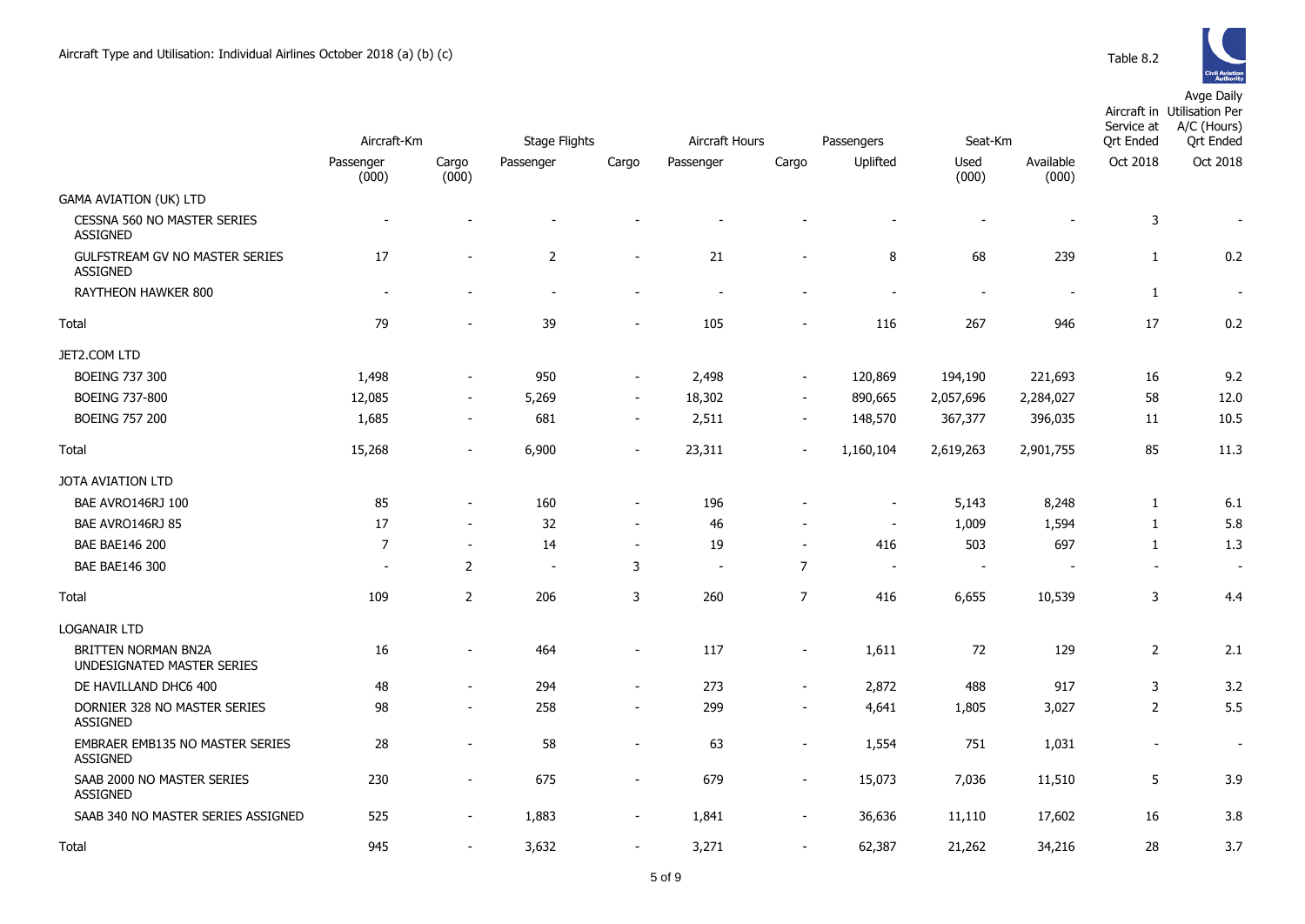Aircraft Type and Utilisation: Individual Airlines October 2018 (a) (b) (c)

Table 8.2

| | Aircraft-Km | | Stage Flights | | Aircraft Hours | | Passengers | Seat-Km | | Aircraft in Service at Qrt Ended | Avge Daily Utilisation Per A/C (Hours) Qrt Ended |
|---|---|---|---|---|---|---|---|---|---|---|---|
| | Passenger (000) | Cargo (000) | Passenger | Cargo | Passenger | Cargo | Uplifted | Used (000) | Available (000) | Oct 2018 | Oct 2018 |
| GAMA AVIATION (UK) LTD | | | | | | | | | | | |
| CESSNA 560 NO MASTER SERIES ASSIGNED | - | - | - | - | - | - | - | - | - | 3 | - |
| GULFSTREAM GV NO MASTER SERIES ASSIGNED | 17 | - | 2 | - | 21 | - | 8 | 68 | 239 | 1 | 0.2 |
| RAYTHEON HAWKER 800 | - | - | - | - | - | - | - | - | - | 1 | - |
| Total | 79 | - | 39 | - | 105 | - | 116 | 267 | 946 | 17 | 0.2 |
| JET2.COM LTD | | | | | | | | | | | |
| BOEING 737 300 | 1,498 | - | 950 | - | 2,498 | - | 120,869 | 194,190 | 221,693 | 16 | 9.2 |
| BOEING 737-800 | 12,085 | - | 5,269 | - | 18,302 | - | 890,665 | 2,057,696 | 2,284,027 | 58 | 12.0 |
| BOEING 757 200 | 1,685 | - | 681 | - | 2,511 | - | 148,570 | 367,377 | 396,035 | 11 | 10.5 |
| Total | 15,268 | - | 6,900 | - | 23,311 | - | 1,160,104 | 2,619,263 | 2,901,755 | 85 | 11.3 |
| JOTA AVIATION LTD | | | | | | | | | | | |
| BAE AVRO146RJ 100 | 85 | - | 160 | - | 196 | - | - | 5,143 | 8,248 | 1 | 6.1 |
| BAE AVRO146RJ 85 | 17 | - | 32 | - | 46 | - | - | 1,009 | 1,594 | 1 | 5.8 |
| BAE BAE146 200 | 7 | - | 14 | - | 19 | - | 416 | 503 | 697 | 1 | 1.3 |
| BAE BAE146 300 | - | 2 | - | 3 | - | 7 | - | - | - | - | - |
| Total | 109 | 2 | 206 | 3 | 260 | 7 | 416 | 6,655 | 10,539 | 3 | 4.4 |
| LOGANAIR LTD | | | | | | | | | | | |
| BRITTEN NORMAN BN2A UNDESIGNATED MASTER SERIES | 16 | - | 464 | - | 117 | - | 1,611 | 72 | 129 | 2 | 2.1 |
| DE HAVILLAND DHC6 400 | 48 | - | 294 | - | 273 | - | 2,872 | 488 | 917 | 3 | 3.2 |
| DORNIER 328 NO MASTER SERIES ASSIGNED | 98 | - | 258 | - | 299 | - | 4,641 | 1,805 | 3,027 | 2 | 5.5 |
| EMBRAER EMB135 NO MASTER SERIES ASSIGNED | 28 | - | 58 | - | 63 | - | 1,554 | 751 | 1,031 | - | - |
| SAAB 2000 NO MASTER SERIES ASSIGNED | 230 | - | 675 | - | 679 | - | 15,073 | 7,036 | 11,510 | 5 | 3.9 |
| SAAB 340 NO MASTER SERIES ASSIGNED | 525 | - | 1,883 | - | 1,841 | - | 36,636 | 11,110 | 17,602 | 16 | 3.8 |
| Total | 945 | - | 3,632 | - | 3,271 | - | 62,387 | 21,262 | 34,216 | 28 | 3.7 |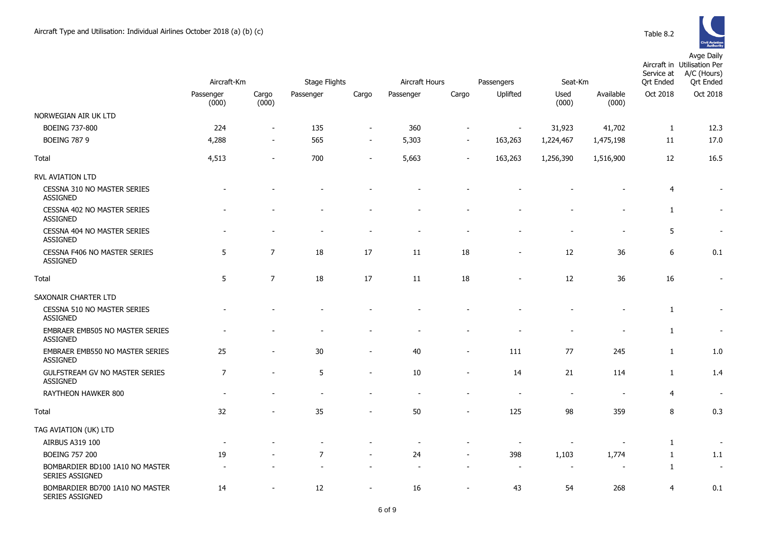Aircraft Type and Utilisation: Individual Airlines October 2018 (a) (b) (c)

Table 8.2

| | Aircraft-Km | | Stage Flights | | Aircraft Hours | | Passengers | Seat-Km | | Aircraft in Service at Qrt Ended | Avge Daily Utilisation Per A/C (Hours) Qrt Ended |
|---|---|---|---|---|---|---|---|---|---|---|---|
| | Passenger (000) | Cargo (000) | Passenger | Cargo | Passenger | Cargo | Uplifted | Used (000) | Available (000) | Oct 2018 | Oct 2018 |
| NORWEGIAN AIR UK LTD | | | | | | | | | | | |
| BOEING 737-800 | 224 | - | 135 | - | 360 | - | - | 31,923 | 41,702 | 1 | 12.3 |
| BOEING 787 9 | 4,288 | - | 565 | - | 5,303 | - | 163,263 | 1,224,467 | 1,475,198 | 11 | 17.0 |
| Total | 4,513 | - | 700 | - | 5,663 | - | 163,263 | 1,256,390 | 1,516,900 | 12 | 16.5 |
| RVL AVIATION LTD | | | | | | | | | | | |
| CESSNA 310 NO MASTER SERIES ASSIGNED | - | - | - | - | - | - | - | - | - | 4 | - |
| CESSNA 402 NO MASTER SERIES ASSIGNED | - | - | - | - | - | - | - | - | - | 1 | - |
| CESSNA 404 NO MASTER SERIES ASSIGNED | - | - | - | - | - | - | - | - | - | 5 | - |
| CESSNA F406 NO MASTER SERIES ASSIGNED | 5 | 7 | 18 | 17 | 11 | 18 | - | 12 | 36 | 6 | 0.1 |
| Total | 5 | 7 | 18 | 17 | 11 | 18 | - | 12 | 36 | 16 | - |
| SAXONAIR CHARTER LTD | | | | | | | | | | | |
| CESSNA 510 NO MASTER SERIES ASSIGNED | - | - | - | - | - | - | - | - | - | 1 | - |
| EMBRAER EMB505 NO MASTER SERIES ASSIGNED | - | - | - | - | - | - | - | - | - | 1 | - |
| EMBRAER EMB550 NO MASTER SERIES ASSIGNED | 25 | - | 30 | - | 40 | - | 111 | 77 | 245 | 1 | 1.0 |
| GULFSTREAM GV NO MASTER SERIES ASSIGNED | 7 | - | 5 | - | 10 | - | 14 | 21 | 114 | 1 | 1.4 |
| RAYTHEON HAWKER 800 | - | - | - | - | - | - | - | - | - | 4 | - |
| Total | 32 | - | 35 | - | 50 | - | 125 | 98 | 359 | 8 | 0.3 |
| TAG AVIATION (UK) LTD | | | | | | | | | | | |
| AIRBUS A319 100 | - | - | - | - | - | - | - | - | - | 1 | - |
| BOEING 757 200 | 19 | - | 7 | - | 24 | - | 398 | 1,103 | 1,774 | 1 | 1.1 |
| BOMBARDIER BD100 1A10 NO MASTER SERIES ASSIGNED | - | - | - | - | - | - | - | - | - | 1 | - |
| BOMBARDIER BD700 1A10 NO MASTER SERIES ASSIGNED | 14 | - | 12 | - | 16 | - | 43 | 54 | 268 | 4 | 0.1 |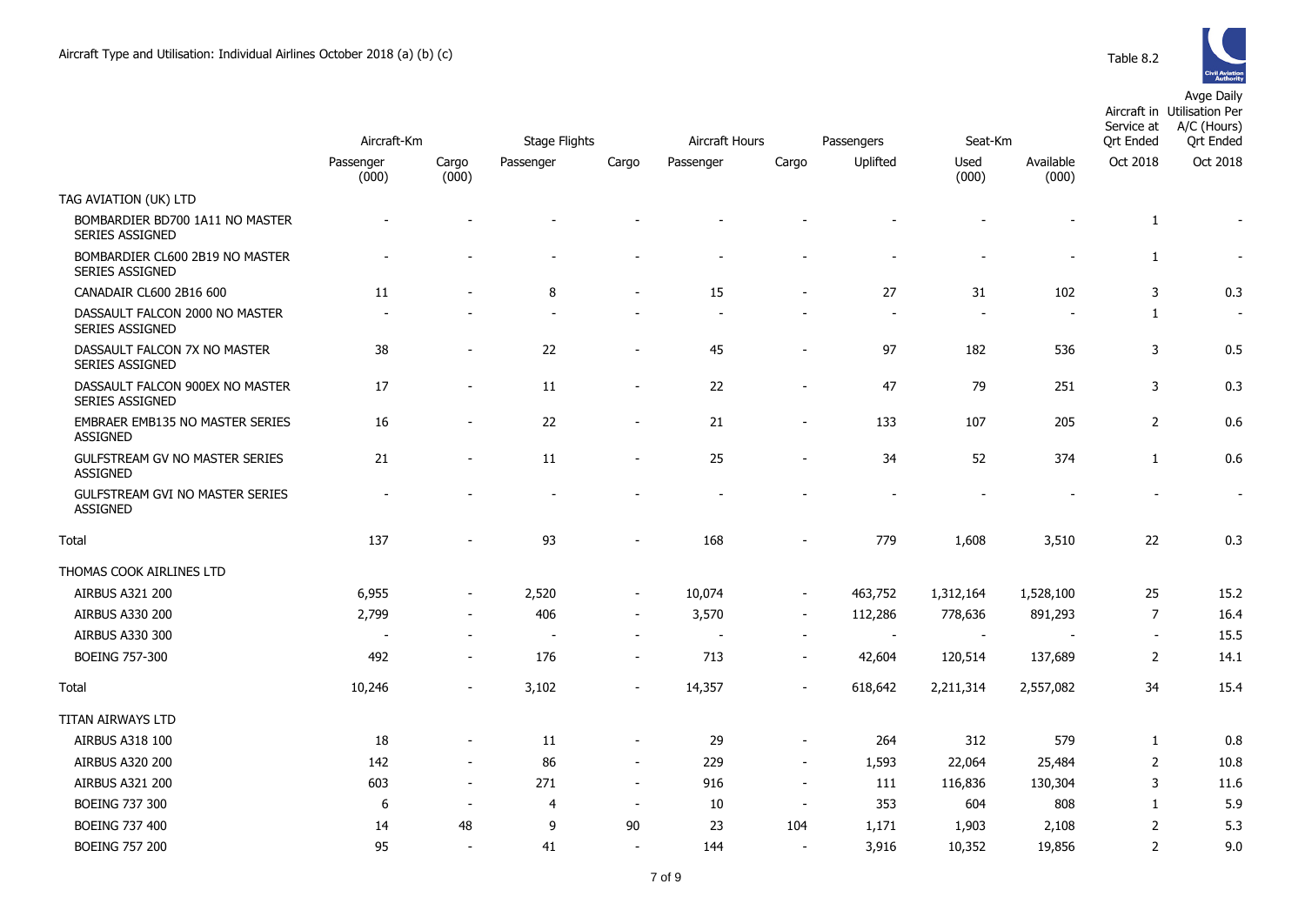Aircraft Type and Utilisation: Individual Airlines October 2018 (a) (b) (c)

Table 8.2

| | Aircraft-Km | | Stage Flights | | Aircraft Hours | | Passengers | Seat-Km | | Aircraft in Service at Qrt Ended | Avge Daily Utilisation Per A/C (Hours) Qrt Ended |
|---|---|---|---|---|---|---|---|---|---|---|---|
| | Passenger (000) | Cargo (000) | Passenger | Cargo | Passenger | Cargo | Uplifted | Used (000) | Available (000) | Oct 2018 | Oct 2018 |
| TAG AVIATION (UK) LTD | | | | | | | | | | | |
| BOMBARDIER BD700 1A11 NO MASTER SERIES ASSIGNED | - | - | - | - | - | - | - | - | - | 1 | - |
| BOMBARDIER CL600 2B19 NO MASTER SERIES ASSIGNED | - | - | - | - | - | - | - | - | - | 1 | - |
| CANADAIR CL600 2B16 600 | 11 | - | 8 | - | 15 | - | 27 | 31 | 102 | 3 | 0.3 |
| DASSAULT FALCON 2000 NO MASTER SERIES ASSIGNED | - | - | - | - | - | - | - | - | - | 1 | - |
| DASSAULT FALCON 7X NO MASTER SERIES ASSIGNED | 38 | - | 22 | - | 45 | - | 97 | 182 | 536 | 3 | 0.5 |
| DASSAULT FALCON 900EX NO MASTER SERIES ASSIGNED | 17 | - | 11 | - | 22 | - | 47 | 79 | 251 | 3 | 0.3 |
| EMBRAER EMB135 NO MASTER SERIES ASSIGNED | 16 | - | 22 | - | 21 | - | 133 | 107 | 205 | 2 | 0.6 |
| GULFSTREAM GV NO MASTER SERIES ASSIGNED | 21 | - | 11 | - | 25 | - | 34 | 52 | 374 | 1 | 0.6 |
| GULFSTREAM GVI NO MASTER SERIES ASSIGNED | - | - | - | - | - | - | - | - | - | - | - |
| Total | 137 | - | 93 | - | 168 | - | 779 | 1,608 | 3,510 | 22 | 0.3 |
| THOMAS COOK AIRLINES LTD | | | | | | | | | | | |
| AIRBUS A321 200 | 6,955 | - | 2,520 | - | 10,074 | - | 463,752 | 1,312,164 | 1,528,100 | 25 | 15.2 |
| AIRBUS A330 200 | 2,799 | - | 406 | - | 3,570 | - | 112,286 | 778,636 | 891,293 | 7 | 16.4 |
| AIRBUS A330 300 | - | - | - | - | - | - | - | - | - | - | 15.5 |
| BOEING 757-300 | 492 | - | 176 | - | 713 | - | 42,604 | 120,514 | 137,689 | 2 | 14.1 |
| Total | 10,246 | - | 3,102 | - | 14,357 | - | 618,642 | 2,211,314 | 2,557,082 | 34 | 15.4 |
| TITAN AIRWAYS LTD | | | | | | | | | | | |
| AIRBUS A318 100 | 18 | - | 11 | - | 29 | - | 264 | 312 | 579 | 1 | 0.8 |
| AIRBUS A320 200 | 142 | - | 86 | - | 229 | - | 1,593 | 22,064 | 25,484 | 2 | 10.8 |
| AIRBUS A321 200 | 603 | - | 271 | - | 916 | - | 111 | 116,836 | 130,304 | 3 | 11.6 |
| BOEING 737 300 | 6 | - | 4 | - | 10 | - | 353 | 604 | 808 | 1 | 5.9 |
| BOEING 737 400 | 14 | 48 | 9 | 90 | 23 | 104 | 1,171 | 1,903 | 2,108 | 2 | 5.3 |
| BOEING 757 200 | 95 | - | 41 | - | 144 | - | 3,916 | 10,352 | 19,856 | 2 | 9.0 |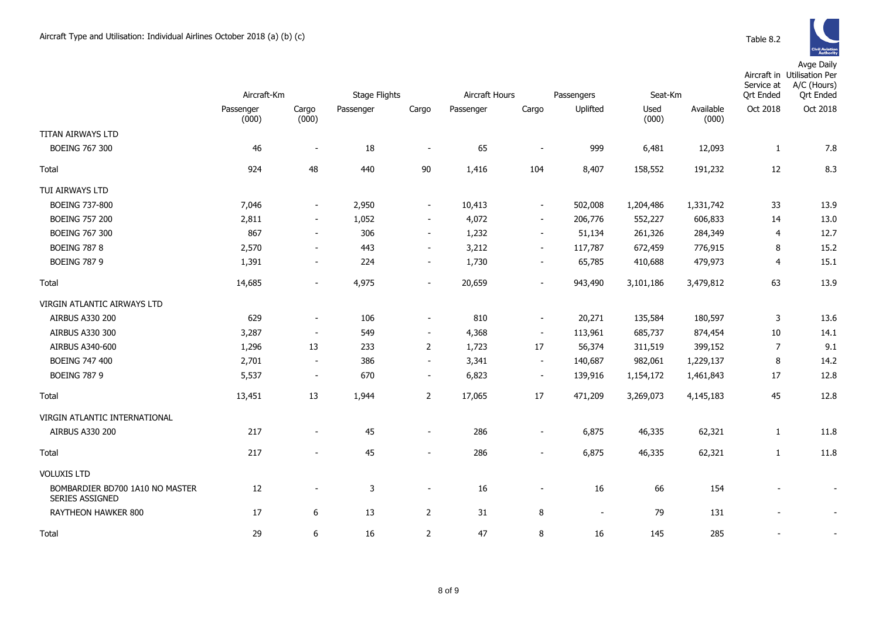Aircraft Type and Utilisation: Individual Airlines October 2018 (a) (b) (c)

Table 8.2

| | Aircraft-Km | | Stage Flights | | Aircraft Hours | | Passengers | Seat-Km | | Aircraft in Service at Qrt Ended | Avge Daily Utilisation Per A/C (Hours) Qrt Ended |
|---|---|---|---|---|---|---|---|---|---|---|---|
| | Passenger (000) | Cargo (000) | Passenger | Cargo | Passenger | Cargo | Uplifted | Used (000) | Available (000) | Oct 2018 | Oct 2018 |
| TITAN AIRWAYS LTD | | | | | | | | | | | |
| BOEING 767 300 | 46 | - | 18 | - | 65 | - | 999 | 6,481 | 12,093 | 1 | 7.8 |
| Total | 924 | 48 | 440 | 90 | 1,416 | 104 | 8,407 | 158,552 | 191,232 | 12 | 8.3 |
| TUI AIRWAYS LTD | | | | | | | | | | | |
| BOEING 737-800 | 7,046 | - | 2,950 | - | 10,413 | - | 502,008 | 1,204,486 | 1,331,742 | 33 | 13.9 |
| BOEING 757 200 | 2,811 | - | 1,052 | - | 4,072 | - | 206,776 | 552,227 | 606,833 | 14 | 13.0 |
| BOEING 767 300 | 867 | - | 306 | - | 1,232 | - | 51,134 | 261,326 | 284,349 | 4 | 12.7 |
| BOEING 787 8 | 2,570 | - | 443 | - | 3,212 | - | 117,787 | 672,459 | 776,915 | 8 | 15.2 |
| BOEING 787 9 | 1,391 | - | 224 | - | 1,730 | - | 65,785 | 410,688 | 479,973 | 4 | 15.1 |
| Total | 14,685 | - | 4,975 | - | 20,659 | - | 943,490 | 3,101,186 | 3,479,812 | 63 | 13.9 |
| VIRGIN ATLANTIC AIRWAYS LTD | | | | | | | | | | | |
| AIRBUS A330 200 | 629 | - | 106 | - | 810 | - | 20,271 | 135,584 | 180,597 | 3 | 13.6 |
| AIRBUS A330 300 | 3,287 | - | 549 | - | 4,368 | - | 113,961 | 685,737 | 874,454 | 10 | 14.1 |
| AIRBUS A340-600 | 1,296 | 13 | 233 | 2 | 1,723 | 17 | 56,374 | 311,519 | 399,152 | 7 | 9.1 |
| BOEING 747 400 | 2,701 | - | 386 | - | 3,341 | - | 140,687 | 982,061 | 1,229,137 | 8 | 14.2 |
| BOEING 787 9 | 5,537 | - | 670 | - | 6,823 | - | 139,916 | 1,154,172 | 1,461,843 | 17 | 12.8 |
| Total | 13,451 | 13 | 1,944 | 2 | 17,065 | 17 | 471,209 | 3,269,073 | 4,145,183 | 45 | 12.8 |
| VIRGIN ATLANTIC INTERNATIONAL | | | | | | | | | | | |
| AIRBUS A330 200 | 217 | - | 45 | - | 286 | - | 6,875 | 46,335 | 62,321 | 1 | 11.8 |
| Total | 217 | - | 45 | - | 286 | - | 6,875 | 46,335 | 62,321 | 1 | 11.8 |
| VOLUXIS LTD | | | | | | | | | | | |
| BOMBARDIER BD700 1A10 NO MASTER SERIES ASSIGNED | 12 | - | 3 | - | 16 | - | 16 | 66 | 154 | - | - |
| RAYTHEON HAWKER 800 | 17 | 6 | 13 | 2 | 31 | 8 | - | 79 | 131 | - | - |
| Total | 29 | 6 | 16 | 2 | 47 | 8 | 16 | 145 | 285 | - | - |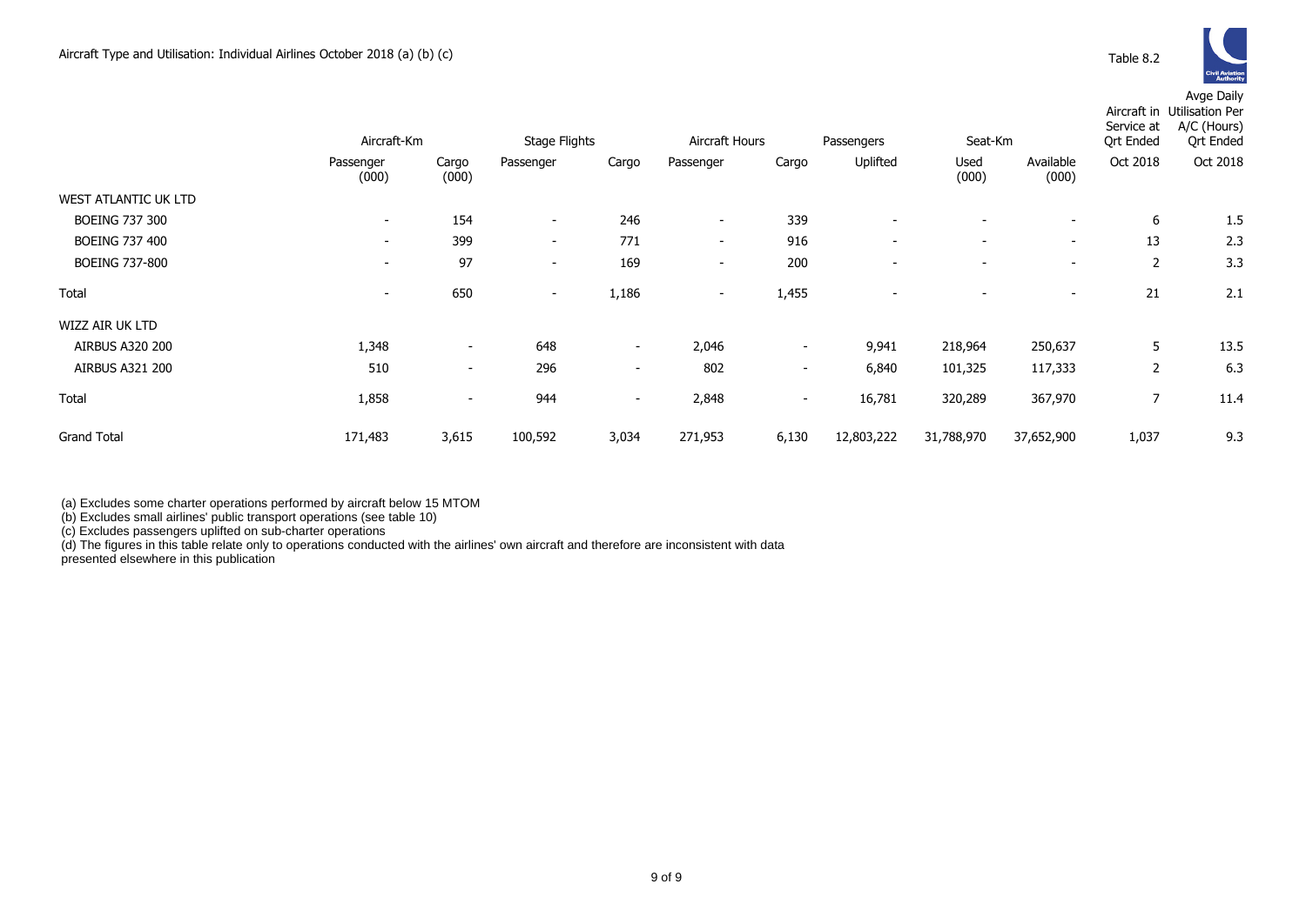Aircraft Type and Utilisation: Individual Airlines October 2018 (a) (b) (c)

Table 8.2

| | Aircraft-Km | | Stage Flights | | Aircraft Hours | | Passengers | Seat-Km | | Aircraft in Service at Qrt Ended | Avge Daily Utilisation Per A/C (Hours) Qrt Ended |
|---|---|---|---|---|---|---|---|---|---|---|---|
| | Passenger (000) | Cargo (000) | Passenger | Cargo | Passenger | Cargo | Uplifted | Used (000) | Available (000) | Oct 2018 | Oct 2018 |
| WEST ATLANTIC UK LTD | | | | | | | | | | | |
| BOEING 737 300 | - | 154 | - | 246 | - | 339 | - | - | - | 6 | 1.5 |
| BOEING 737 400 | - | 399 | - | 771 | - | 916 | - | - | - | 13 | 2.3 |
| BOEING 737-800 | - | 97 | - | 169 | - | 200 | - | - | - | 2 | 3.3 |
| Total | - | 650 | - | 1,186 | - | 1,455 | - | - | - | 21 | 2.1 |
| WIZZ AIR UK LTD | | | | | | | | | | | |
| AIRBUS A320 200 | 1,348 | - | 648 | - | 2,046 | - | 9,941 | 218,964 | 250,637 | 5 | 13.5 |
| AIRBUS A321 200 | 510 | - | 296 | - | 802 | - | 6,840 | 101,325 | 117,333 | 2 | 6.3 |
| Total | 1,858 | - | 944 | - | 2,848 | - | 16,781 | 320,289 | 367,970 | 7 | 11.4 |
| Grand Total | 171,483 | 3,615 | 100,592 | 3,034 | 271,953 | 6,130 | 12,803,222 | 31,788,970 | 37,652,900 | 1,037 | 9.3 |

(a) Excludes some charter operations performed by aircraft below 15 MTOM
(b) Excludes small airlines' public transport operations (see table 10)
(c) Excludes passengers uplifted on sub-charter operations
(d) The figures in this table relate only to operations conducted with the airlines' own aircraft and therefore are inconsistent with data presented elsewhere in this publication